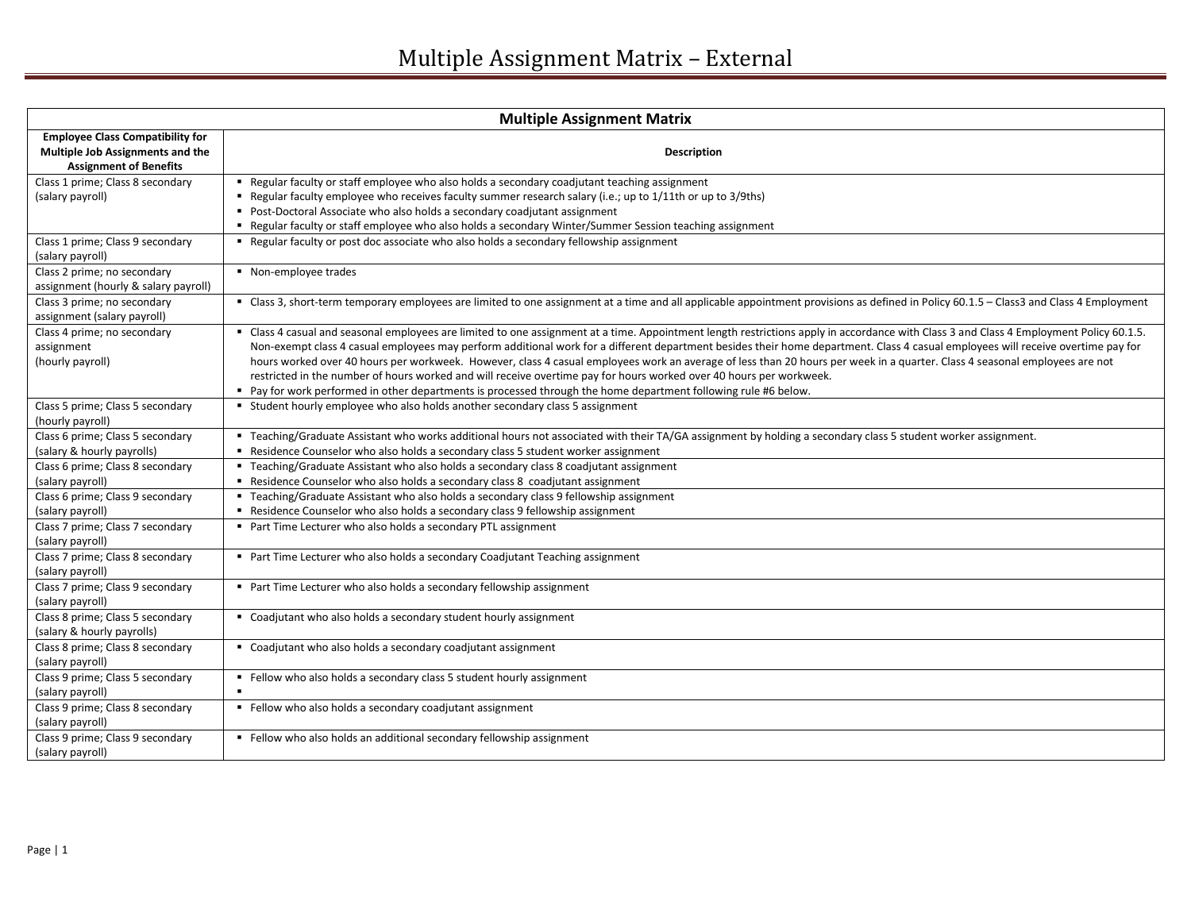# Multiple Assignment Matrix – External

| Multiple Assignment Matrix | |
|---|---|
| **Employee Class Compatibility for Multiple Job Assignments and the Assignment of Benefits** | **Description** |
| Class 1 prime; Class 8 secondary (salary payroll) | ▪ Regular faculty or staff employee who also holds a secondary coadjutant teaching assignment<br>▪ Regular faculty employee who receives faculty summer research salary (i.e.; up to 1/11th or up to 3/9ths)<br>▪ Post-Doctoral Associate who also holds a secondary coadjutant assignment<br>▪ Regular faculty or staff employee who also holds a secondary Winter/Summer Session teaching assignment |
| Class 1 prime; Class 9 secondary (salary payroll) | ▪ Regular faculty or post doc associate who also holds a secondary fellowship assignment |
| Class 2 prime; no secondary assignment (hourly & salary payroll) | ▪ Non-employee trades |
| Class 3 prime; no secondary assignment (salary payroll) | ▪ Class 3, short-term temporary employees are limited to one assignment at a time and all applicable appointment provisions as defined in Policy 60.1.5 – Class3 and Class 4 Employment |
| Class 4 prime; no secondary assignment (hourly payroll) | ▪ Class 4 casual and seasonal employees are limited to one assignment at a time. Appointment length restrictions apply in accordance with Class 3 and Class 4 Employment Policy 60.1.5. Non-exempt class 4 casual employees may perform additional work for a different department besides their home department. Class 4 casual employees will receive overtime pay for hours worked over 40 hours per workweek. However, class 4 casual employees work an average of less than 20 hours per week in a quarter. Class 4 seasonal employees are not restricted in the number of hours worked and will receive overtime pay for hours worked over 40 hours per workweek.<br>▪ Pay for work performed in other departments is processed through the home department following rule #6 below. |
| Class 5 prime; Class 5 secondary (hourly payroll) | ▪ Student hourly employee who also holds another secondary class 5 assignment |
| Class 6 prime; Class 5 secondary (salary & hourly payrolls) | ▪ Teaching/Graduate Assistant who works additional hours not associated with their TA/GA assignment by holding a secondary class 5 student worker assignment.<br>▪ Residence Counselor who also holds a secondary class 5 student worker assignment |
| Class 6 prime; Class 8 secondary (salary payroll) | ▪ Teaching/Graduate Assistant who also holds a secondary class 8 coadjutant assignment<br>▪ Residence Counselor who also holds a secondary class 8 coadjutant assignment |
| Class 6 prime; Class 9 secondary (salary payroll) | ▪ Teaching/Graduate Assistant who also holds a secondary class 9 fellowship assignment<br>▪ Residence Counselor who also holds a secondary class 9 fellowship assignment |
| Class 7 prime; Class 7 secondary (salary payroll) | ▪ Part Time Lecturer who also holds a secondary PTL assignment |
| Class 7 prime; Class 8 secondary (salary payroll) | ▪ Part Time Lecturer who also holds a secondary Coadjutant Teaching assignment |
| Class 7 prime; Class 9 secondary (salary payroll) | ▪ Part Time Lecturer who also holds a secondary fellowship assignment |
| Class 8 prime; Class 5 secondary (salary & hourly payrolls) | ▪ Coadjutant who also holds a secondary student hourly assignment |
| Class 8 prime; Class 8 secondary (salary payroll) | ▪ Coadjutant who also holds a secondary coadjutant assignment |
| Class 9 prime; Class 5 secondary (salary payroll) | ▪ Fellow who also holds a secondary class 5 student hourly assignment<br>▪ |
| Class 9 prime; Class 8 secondary (salary payroll) | ▪ Fellow who also holds a secondary coadjutant assignment |
| Class 9 prime; Class 9 secondary (salary payroll) | ▪ Fellow who also holds an additional secondary fellowship assignment |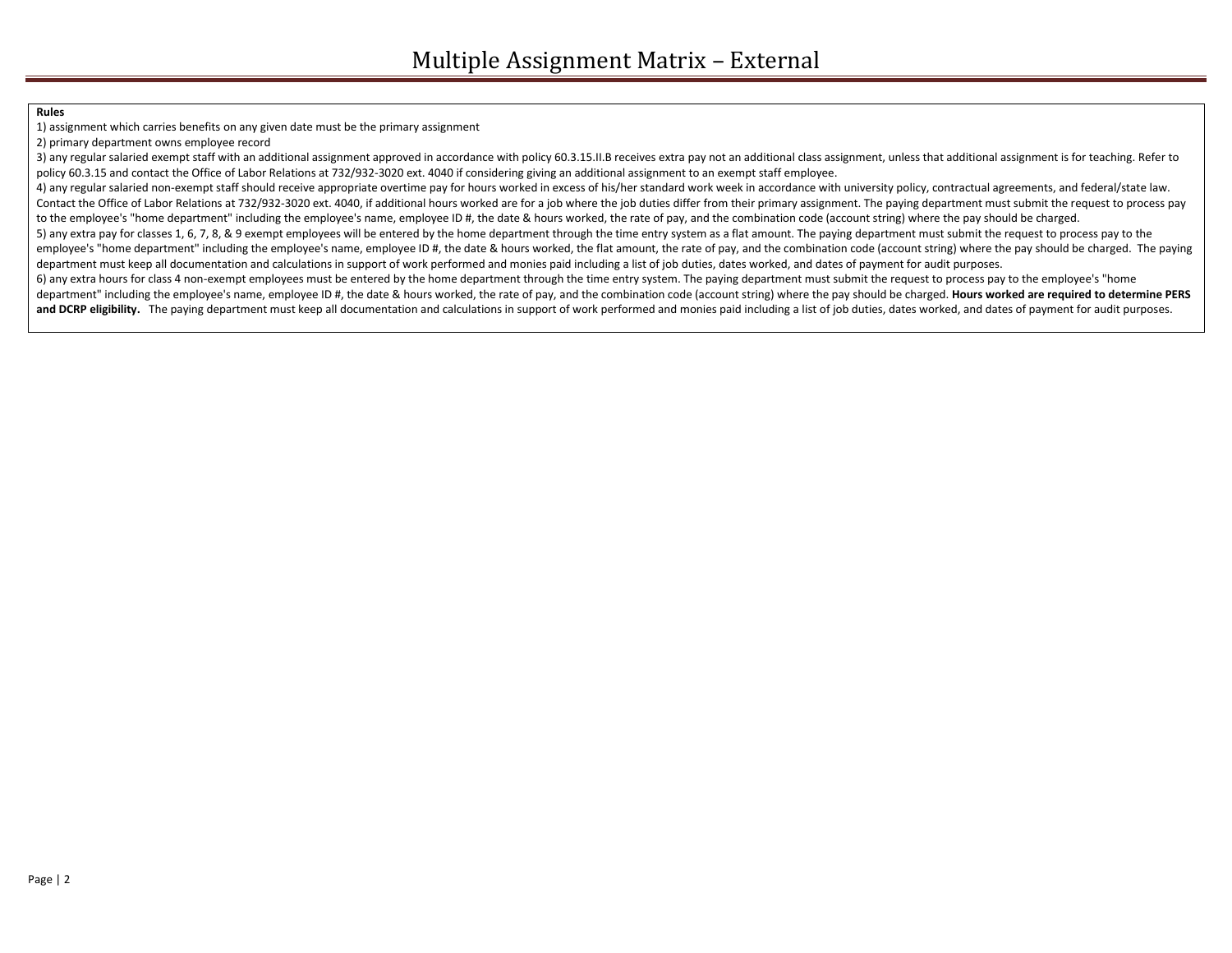# Multiple Assignment Matrix – External

**Rules**

1) assignment which carries benefits on any given date must be the primary assignment
2) primary department owns employee record
3) any regular salaried exempt staff with an additional assignment approved in accordance with policy 60.3.15.II.B receives extra pay not an additional class assignment, unless that additional assignment is for teaching. Refer to policy 60.3.15 and contact the Office of Labor Relations at 732/932-3020 ext. 4040 if considering giving an additional assignment to an exempt staff employee.
4) any regular salaried non-exempt staff should receive appropriate overtime pay for hours worked in excess of his/her standard work week in accordance with university policy, contractual agreements, and federal/state law. Contact the Office of Labor Relations at 732/932-3020 ext. 4040, if additional hours worked are for a job where the job duties differ from their primary assignment. The paying department must submit the request to process pay to the employee's "home department" including the employee's name, employee ID #, the date & hours worked, the rate of pay, and the combination code (account string) where the pay should be charged.
5) any extra pay for classes 1, 6, 7, 8, & 9 exempt employees will be entered by the home department through the time entry system as a flat amount. The paying department must submit the request to process pay to the employee's "home department" including the employee's name, employee ID #, the date & hours worked, the flat amount, the rate of pay, and the combination code (account string) where the pay should be charged. The paying department must keep all documentation and calculations in support of work performed and monies paid including a list of job duties, dates worked, and dates of payment for audit purposes.
6) any extra hours for class 4 non-exempt employees must be entered by the home department through the time entry system. The paying department must submit the request to process pay to the employee's "home department" including the employee's name, employee ID #, the date & hours worked, the rate of pay, and the combination code (account string) where the pay should be charged. **Hours worked are required to determine PERS and DCRP eligibility.** The paying department must keep all documentation and calculations in support of work performed and monies paid including a list of job duties, dates worked, and dates of payment for audit purposes.